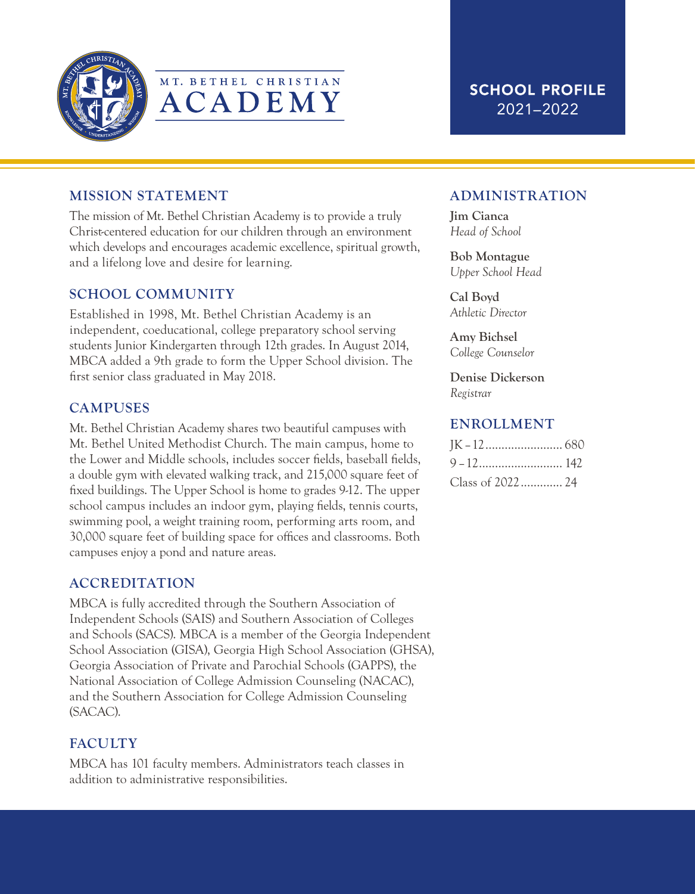# MT. BETHEL CHRISTIAN ACADEMY

**SCHOOL PROFILE**
2021–2022

## MISSION STATEMENT

The mission of Mt. Bethel Christian Academy is to provide a truly Christ-centered education for our children through an environment which develops and encourages academic excellence, spiritual growth, and a lifelong love and desire for learning.

## SCHOOL COMMUNITY

Established in 1998, Mt. Bethel Christian Academy is an independent, coeducational, college preparatory school serving students Junior Kindergarten through 12th grades. In August 2014, MBCA added a 9th grade to form the Upper School division. The first senior class graduated in May 2018.

## CAMPUSES

Mt. Bethel Christian Academy shares two beautiful campuses with Mt. Bethel United Methodist Church. The main campus, home to the Lower and Middle schools, includes soccer fields, baseball fields, a double gym with elevated walking track, and 215,000 square feet of fixed buildings. The Upper School is home to grades 9-12. The upper school campus includes an indoor gym, playing fields, tennis courts, swimming pool, a weight training room, performing arts room, and 30,000 square feet of building space for offices and classrooms. Both campuses enjoy a pond and nature areas.

## ACCREDITATION

MBCA is fully accredited through the Southern Association of Independent Schools (SAIS) and Southern Association of Colleges and Schools (SACS). MBCA is a member of the Georgia Independent School Association (GISA), Georgia High School Association (GHSA), Georgia Association of Private and Parochial Schools (GAPPS), the National Association of College Admission Counseling (NACAC), and the Southern Association for College Admission Counseling (SACAC).

## FACULTY

MBCA has 101 faculty members. Administrators teach classes in addition to administrative responsibilities.

## ADMINISTRATION

**Jim Cianca**
*Head of School*

**Bob Montague**
*Upper School Head*

**Cal Boyd**
*Athletic Director*

**Amy Bichsel**
*College Counselor*

**Denise Dickerson**
*Registrar*

## ENROLLMENT

JK – 12 .......................... 680
9 – 12 ............................ 142
Class of 2022 ............. 24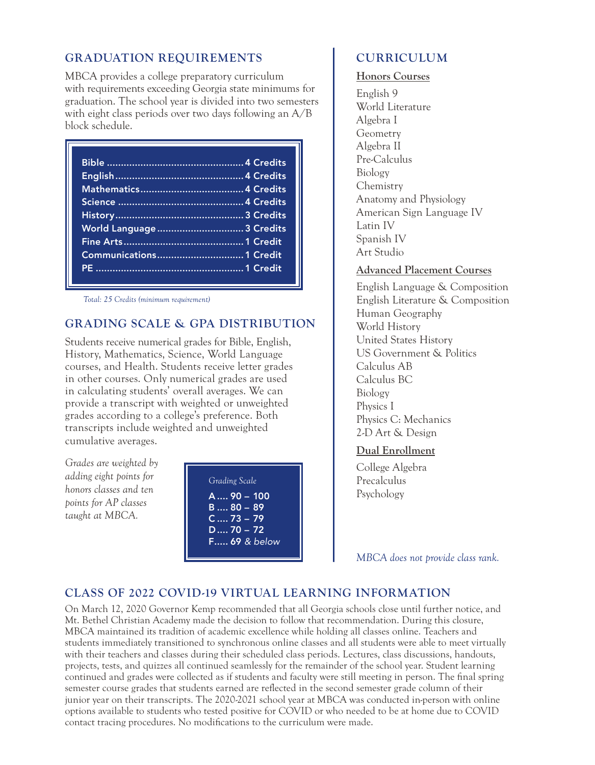## GRADUATION REQUIREMENTS

MBCA provides a college preparatory curriculum with requirements exceeding Georgia state minimums for graduation. The school year is divided into two semesters with eight class periods over two days following an A/B block schedule.

| Subject | Credits |
|---|---|
| Bible | 4 Credits |
| English | 4 Credits |
| Mathematics | 4 Credits |
| Science | 4 Credits |
| History | 3 Credits |
| World Language | 3 Credits |
| Fine Arts | 1 Credit |
| Communications | 1 Credit |
| PE | 1 Credit |

*Total: 25 Credits (minimum requirement)*

## GRADING SCALE & GPA DISTRIBUTION

Students receive numerical grades for Bible, English, History, Mathematics, Science, World Language courses, and Health. Students receive letter grades in other courses. Only numerical grades are used in calculating students' overall averages. We can provide a transcript with weighted or unweighted grades according to a college's preference. Both transcripts include weighted and unweighted cumulative averages.

*Grades are weighted by adding eight points for honors classes and ten points for AP classes taught at MBCA.*

*Grading Scale*

| Grade | Range |
|---|---|
| A | 90 – 100 |
| B | 80 – 89 |
| C | 73 – 79 |
| D | 70 – 72 |
| F | 69 *& below* |

## CURRICULUM

### Honors Courses

English 9
World Literature
Algebra I
Geometry
Algebra II
Pre-Calculus
Biology
Chemistry
Anatomy and Physiology
American Sign Language IV
Latin IV
Spanish IV
Art Studio

### Advanced Placement Courses

English Language & Composition
English Literature & Composition
Human Geography
World History
United States History
US Government & Politics
Calculus AB
Calculus BC
Biology
Physics I
Physics C: Mechanics
2-D Art & Design

### Dual Enrollment

College Algebra
Precalculus
Psychology

*MBCA does not provide class rank.*

## CLASS OF 2022 COVID-19 VIRTUAL LEARNING INFORMATION

On March 12, 2020 Governor Kemp recommended that all Georgia schools close until further notice, and Mt. Bethel Christian Academy made the decision to follow that recommendation. During this closure, MBCA maintained its tradition of academic excellence while holding all classes online. Teachers and students immediately transitioned to synchronous online classes and all students were able to meet virtually with their teachers and classes during their scheduled class periods. Lectures, class discussions, handouts, projects, tests, and quizzes all continued seamlessly for the remainder of the school year. Student learning continued and grades were collected as if students and faculty were still meeting in person. The final spring semester course grades that students earned are reflected in the second semester grade column of their junior year on their transcripts. The 2020-2021 school year at MBCA was conducted in-person with online options available to students who tested positive for COVID or who needed to be at home due to COVID contact tracing procedures. No modifications to the curriculum were made.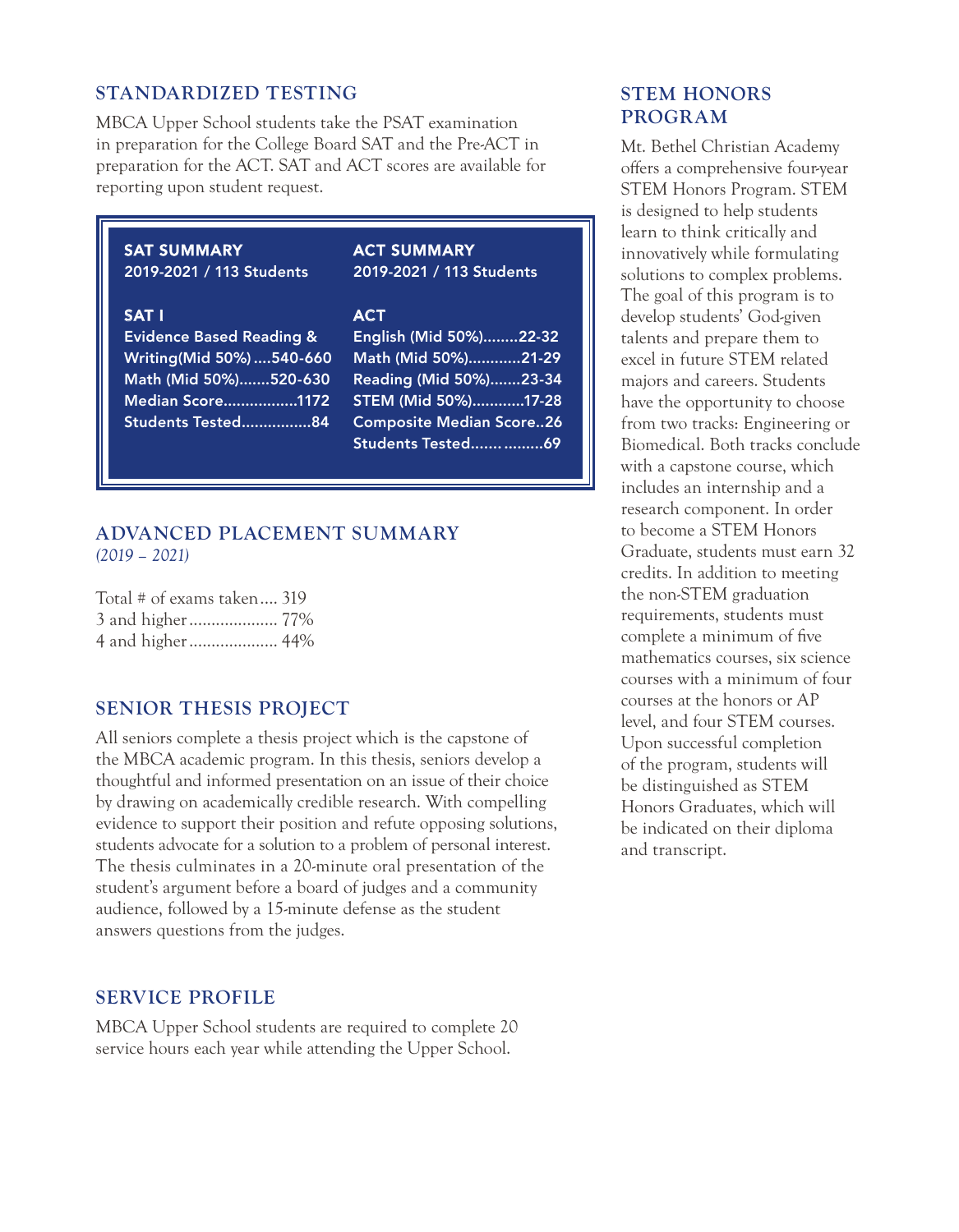## STANDARDIZED TESTING

MBCA Upper School students take the PSAT examination in preparation for the College Board SAT and the Pre-ACT in preparation for the ACT. SAT and ACT scores are available for reporting upon student request.

**SAT SUMMARY**
**2019-2021 / 113 Students**

**SAT I**

- Evidence Based Reading & Writing(Mid 50%)....540-660
- Math (Mid 50%).......520-630
- Median Score.................1172
- Students Tested................84

**ACT SUMMARY**
**2019-2021 / 113 Students**

**ACT**

- English (Mid 50%)........22-32
- Math (Mid 50%)............21-29
- Reading (Mid 50%).......23-34
- STEM (Mid 50%)............17-28
- Composite Median Score..26
- Students Tested...............69

## ADVANCED PLACEMENT SUMMARY

*(2019 – 2021)*

Total # of exams taken.... 319
3 and higher.................... 77%
4 and higher.................... 44%

## SENIOR THESIS PROJECT

All seniors complete a thesis project which is the capstone of the MBCA academic program. In this thesis, seniors develop a thoughtful and informed presentation on an issue of their choice by drawing on academically credible research. With compelling evidence to support their position and refute opposing solutions, students advocate for a solution to a problem of personal interest. The thesis culminates in a 20-minute oral presentation of the student's argument before a board of judges and a community audience, followed by a 15-minute defense as the student answers questions from the judges.

## SERVICE PROFILE

MBCA Upper School students are required to complete 20 service hours each year while attending the Upper School.

## STEM HONORS PROGRAM

Mt. Bethel Christian Academy offers a comprehensive four-year STEM Honors Program. STEM is designed to help students learn to think critically and innovatively while formulating solutions to complex problems. The goal of this program is to develop students' God-given talents and prepare them to excel in future STEM related majors and careers. Students have the opportunity to choose from two tracks: Engineering or Biomedical. Both tracks conclude with a capstone course, which includes an internship and a research component. In order to become a STEM Honors Graduate, students must earn 32 credits. In addition to meeting the non-STEM graduation requirements, students must complete a minimum of five mathematics courses, six science courses with a minimum of four courses at the honors or AP level, and four STEM courses. Upon successful completion of the program, students will be distinguished as STEM Honors Graduates, which will be indicated on their diploma and transcript.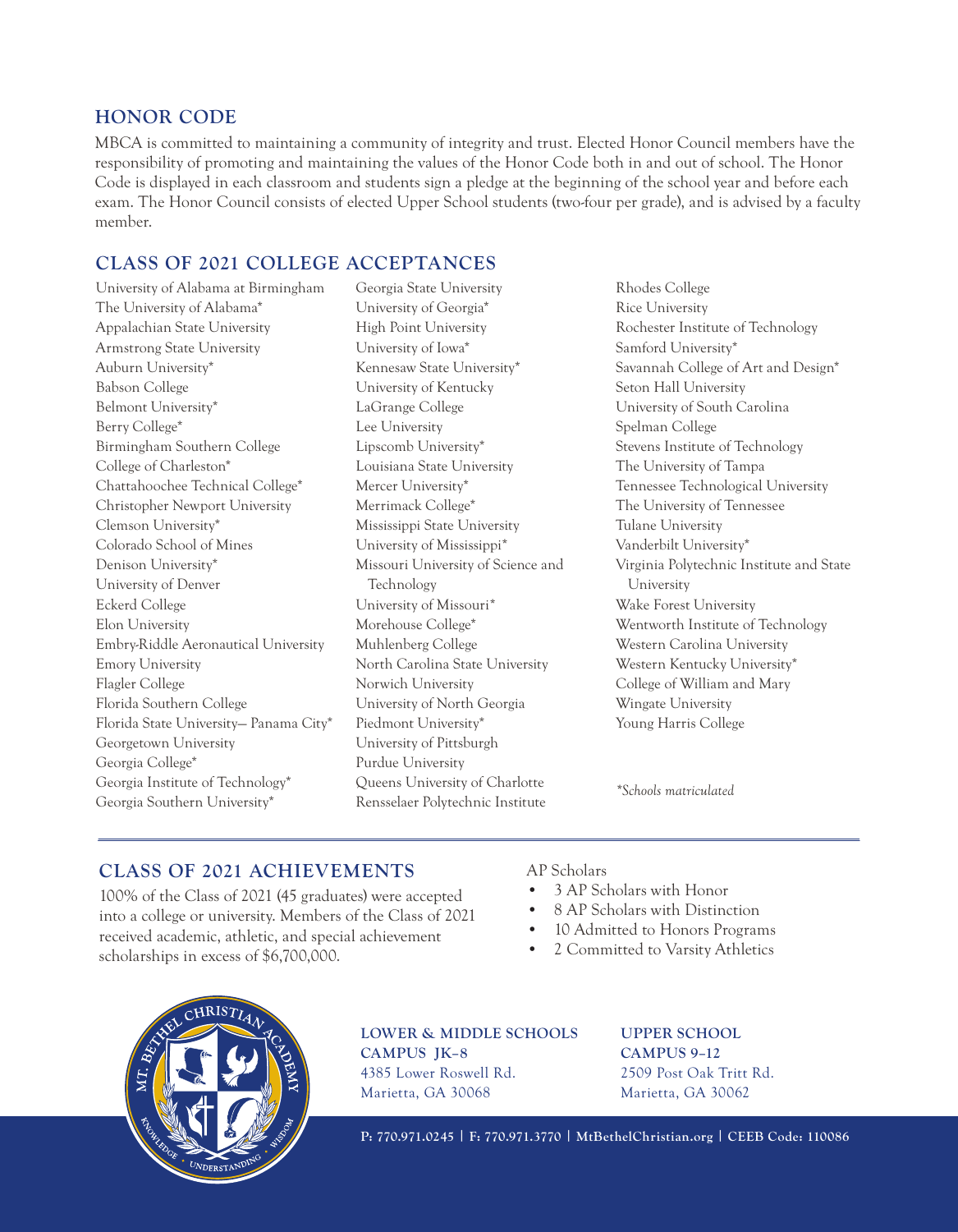## HONOR CODE

MBCA is committed to maintaining a community of integrity and trust. Elected Honor Council members have the responsibility of promoting and maintaining the values of the Honor Code both in and out of school. The Honor Code is displayed in each classroom and students sign a pledge at the beginning of the school year and before each exam. The Honor Council consists of elected Upper School students (two-four per grade), and is advised by a faculty member.

## CLASS OF 2021 COLLEGE ACCEPTANCES

University of Alabama at Birmingham
The University of Alabama*
Appalachian State University
Armstrong State University
Auburn University*
Babson College
Belmont University*
Berry College*
Birmingham Southern College
College of Charleston*
Chattahoochee Technical College*
Christopher Newport University
Clemson University*
Colorado School of Mines
Denison University*
University of Denver
Eckerd College
Elon University
Embry-Riddle Aeronautical University
Emory University
Flagler College
Florida Southern College
Florida State University— Panama City*
Georgetown University
Georgia College*
Georgia Institute of Technology*
Georgia Southern University*
Georgia State University
University of Georgia*
High Point University
University of Iowa*
Kennesaw State University*
University of Kentucky
LaGrange College
Lee University
Lipscomb University*
Louisiana State University
Mercer University*
Merrimack College*
Mississippi State University
University of Mississippi*
Missouri University of Science and Technology
University of Missouri*
Morehouse College*
Muhlenberg College
North Carolina State University
Norwich University
University of North Georgia
Piedmont University*
University of Pittsburgh
Purdue University
Queens University of Charlotte
Rensselaer Polytechnic Institute
Rhodes College
Rice University
Rochester Institute of Technology
Samford University*
Savannah College of Art and Design*
Seton Hall University
University of South Carolina
Spelman College
Stevens Institute of Technology
The University of Tampa
Tennessee Technological University
The University of Tennessee
Tulane University
Vanderbilt University*
Virginia Polytechnic Institute and State University
Wake Forest University
Wentworth Institute of Technology
Western Carolina University
Western Kentucky University*
College of William and Mary
Wingate University
Young Harris College

*\*Schools matriculated*

## CLASS OF 2021 ACHIEVEMENTS

100% of the Class of 2021 (45 graduates) were accepted into a college or university. Members of the Class of 2021 received academic, athletic, and special achievement scholarships in excess of $6,700,000.

AP Scholars

- 3 AP Scholars with Honor
- 8 AP Scholars with Distinction
- 10 Admitted to Honors Programs
- 2 Committed to Varsity Athletics

**LOWER & MIDDLE SCHOOLS CAMPUS JK–8**
4385 Lower Roswell Rd.
Marietta, GA 30068

**UPPER SCHOOL CAMPUS 9–12**
2509 Post Oak Tritt Rd.
Marietta, GA 30062

**P: 770.971.0245 | F: 770.971.3770 | MtBethelChristian.org | CEEB Code: 110086**